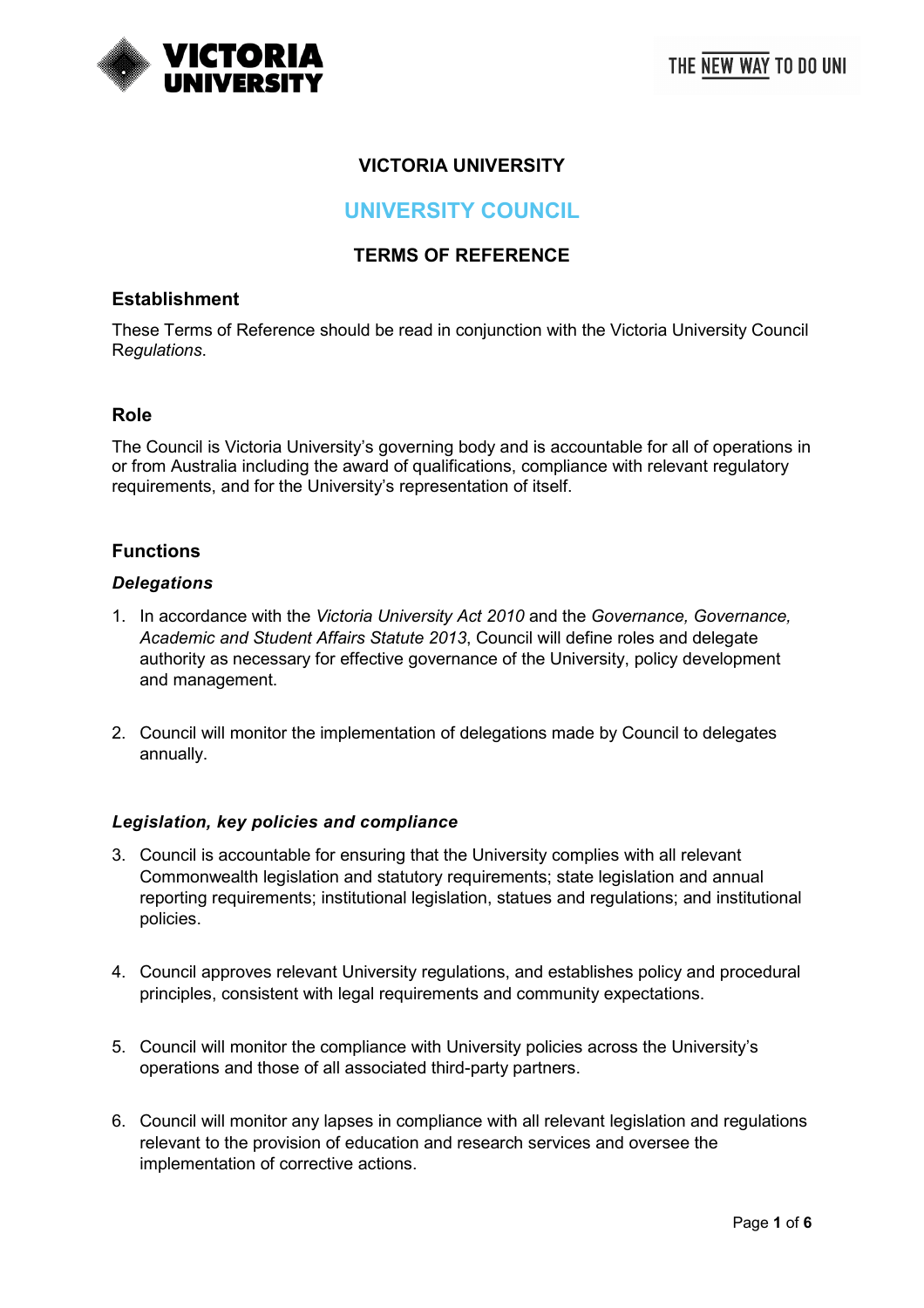# VICTORIA UNIVERSITY

## UNIVERSITY COUNCIL

## TERMS OF REFERENCE

### Establishment

These Terms of Reference should be read in conjunction with the Victoria University Council Regulations.

### Role

The Council is Victoria University's governing body and is accountable for all of operations in or from Australia including the award of qualifications, compliance with relevant regulatory requirements, and for the University's representation of itself.

### Functions

#### *Delegations*

1. In accordance with the *Victoria University Act 2010* and the *Governance, Governance, Academic and Student Affairs Statute 2013*, Council will define roles and delegate authority as necessary for effective governance of the University, policy development and management.

2. Council will monitor the implementation of delegations made by Council to delegates annually.

#### *Legislation, key policies and compliance*

3. Council is accountable for ensuring that the University complies with all relevant Commonwealth legislation and statutory requirements; state legislation and annual reporting requirements; institutional legislation, statues and regulations; and institutional policies.

4. Council approves relevant University regulations, and establishes policy and procedural principles, consistent with legal requirements and community expectations.

5. Council will monitor the compliance with University policies across the University's operations and those of all associated third-party partners.

6. Council will monitor any lapses in compliance with all relevant legislation and regulations relevant to the provision of education and research services and oversee the implementation of corrective actions.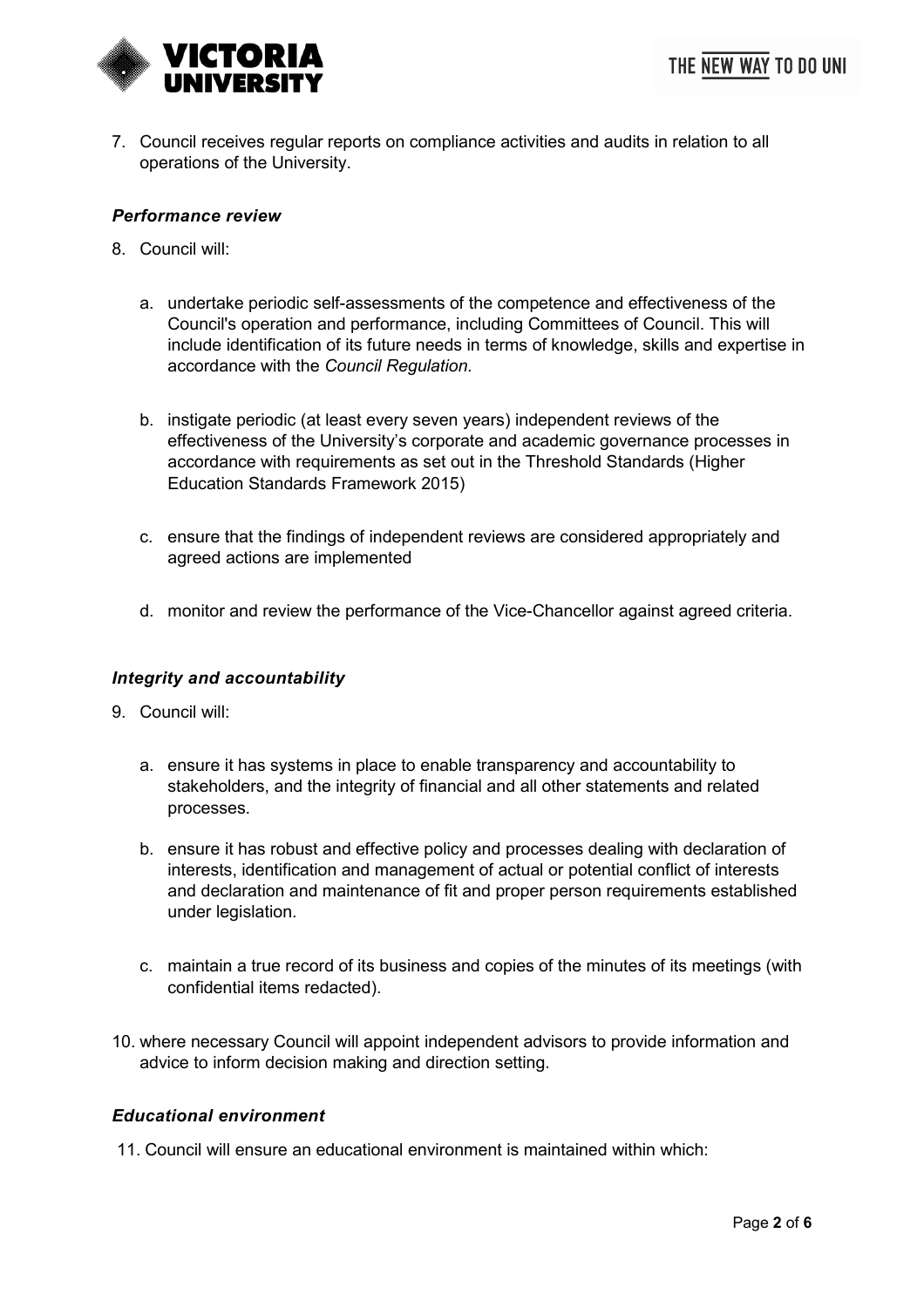7. Council receives regular reports on compliance activities and audits in relation to all operations of the University.

### *Performance review*

8. Council will:

   a. undertake periodic self-assessments of the competence and effectiveness of the Council's operation and performance, including Committees of Council. This will include identification of its future needs in terms of knowledge, skills and expertise in accordance with the *Council Regulation.*

   b. instigate periodic (at least every seven years) independent reviews of the effectiveness of the University's corporate and academic governance processes in accordance with requirements as set out in the Threshold Standards (Higher Education Standards Framework 2015)

   c. ensure that the findings of independent reviews are considered appropriately and agreed actions are implemented

   d. monitor and review the performance of the Vice-Chancellor against agreed criteria.

### *Integrity and accountability*

9. Council will:

   a. ensure it has systems in place to enable transparency and accountability to stakeholders, and the integrity of financial and all other statements and related processes.

   b. ensure it has robust and effective policy and processes dealing with declaration of interests, identification and management of actual or potential conflict of interests and declaration and maintenance of fit and proper person requirements established under legislation.

   c. maintain a true record of its business and copies of the minutes of its meetings (with confidential items redacted).

10. where necessary Council will appoint independent advisors to provide information and advice to inform decision making and direction setting.

### *Educational environment*

11. Council will ensure an educational environment is maintained within which: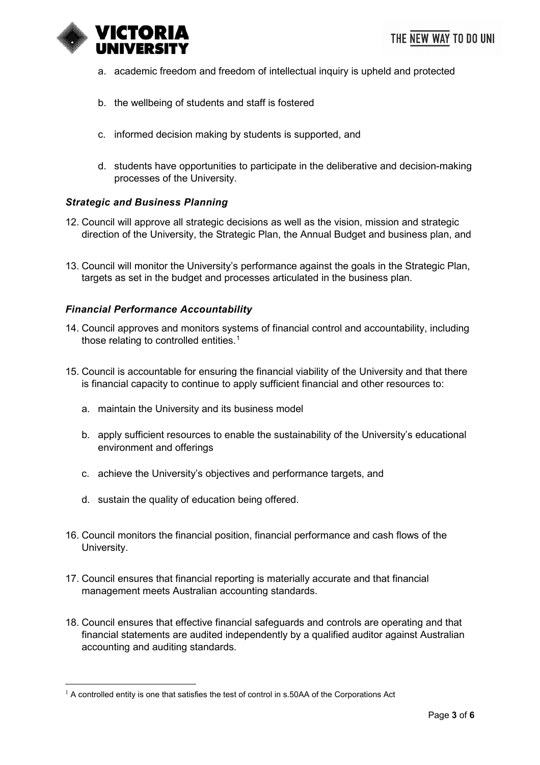a. academic freedom and freedom of intellectual inquiry is upheld and protected

b. the wellbeing of students and staff is fostered

c. informed decision making by students is supported, and

d. students have opportunities to participate in the deliberative and decision-making processes of the University.

### ***Strategic and Business Planning***

12. Council will approve all strategic decisions as well as the vision, mission and strategic direction of the University, the Strategic Plan, the Annual Budget and business plan, and

13. Council will monitor the University's performance against the goals in the Strategic Plan, targets as set in the budget and processes articulated in the business plan.

### ***Financial Performance Accountability***

14. Council approves and monitors systems of financial control and accountability, including those relating to controlled entities.[1]

15. Council is accountable for ensuring the financial viability of the University and that there is financial capacity to continue to apply sufficient financial and other resources to:

    a. maintain the University and its business model

    b. apply sufficient resources to enable the sustainability of the University's educational environment and offerings

    c. achieve the University's objectives and performance targets, and

    d. sustain the quality of education being offered.

16. Council monitors the financial position, financial performance and cash flows of the University.

17. Council ensures that financial reporting is materially accurate and that financial management meets Australian accounting standards.

18. Council ensures that effective financial safeguards and controls are operating and that financial statements are audited independently by a qualified auditor against Australian accounting and auditing standards.

---

[1] A controlled entity is one that satisfies the test of control in s.50AA of the Corporations Act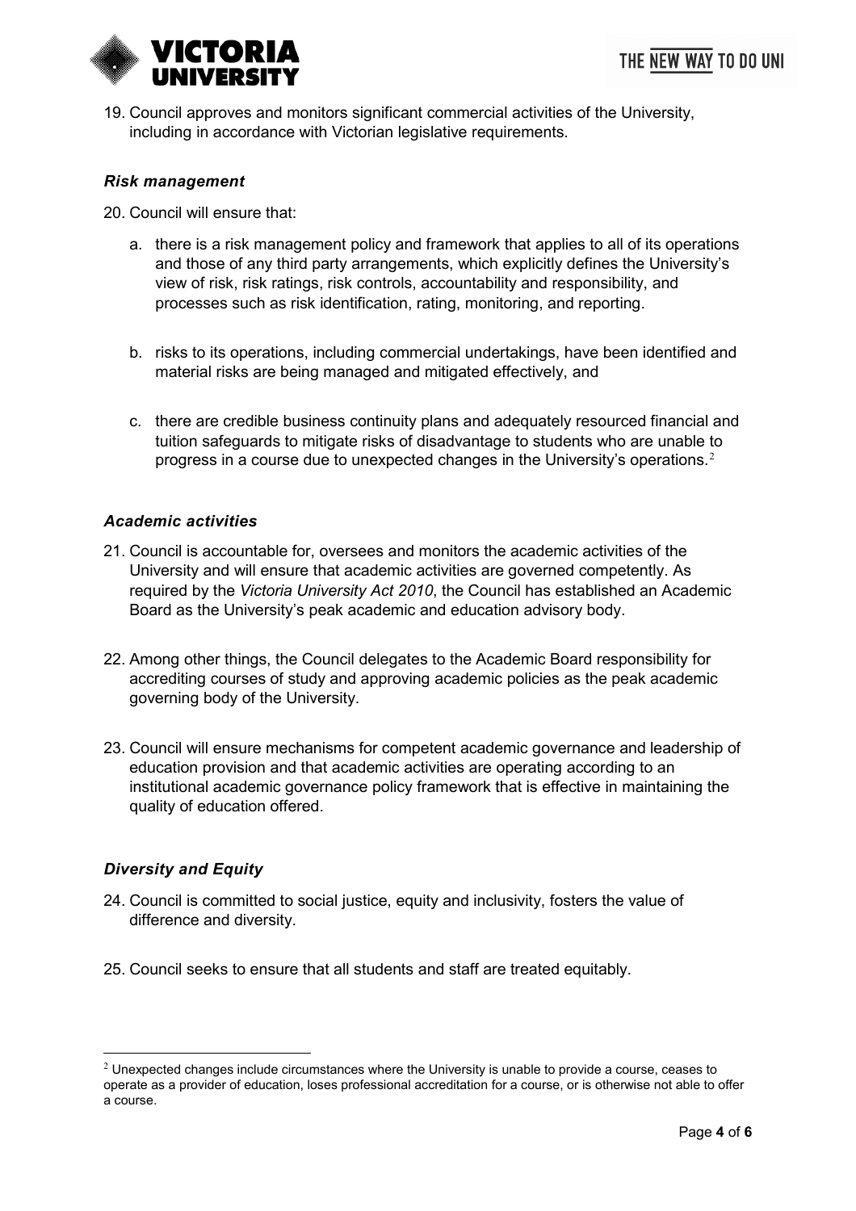19. Council approves and monitors significant commercial activities of the University, including in accordance with Victorian legislative requirements.

### *Risk management*

20. Council will ensure that:

    a. there is a risk management policy and framework that applies to all of its operations and those of any third party arrangements, which explicitly defines the University's view of risk, risk ratings, risk controls, accountability and responsibility, and processes such as risk identification, rating, monitoring, and reporting.

    b. risks to its operations, including commercial undertakings, have been identified and material risks are being managed and mitigated effectively, and

    c. there are credible business continuity plans and adequately resourced financial and tuition safeguards to mitigate risks of disadvantage to students who are unable to progress in a course due to unexpected changes in the University's operations.[2]

### *Academic activities*

21. Council is accountable for, oversees and monitors the academic activities of the University and will ensure that academic activities are governed competently. As required by the *Victoria University Act 2010*, the Council has established an Academic Board as the University's peak academic and education advisory body.

22. Among other things, the Council delegates to the Academic Board responsibility for accrediting courses of study and approving academic policies as the peak academic governing body of the University.

23. Council will ensure mechanisms for competent academic governance and leadership of education provision and that academic activities are operating according to an institutional academic governance policy framework that is effective in maintaining the quality of education offered.

### *Diversity and Equity*

24. Council is committed to social justice, equity and inclusivity, fosters the value of difference and diversity.

25. Council seeks to ensure that all students and staff are treated equitably.

---

[2] Unexpected changes include circumstances where the University is unable to provide a course, ceases to operate as a provider of education, loses professional accreditation for a course, or is otherwise not able to offer a course.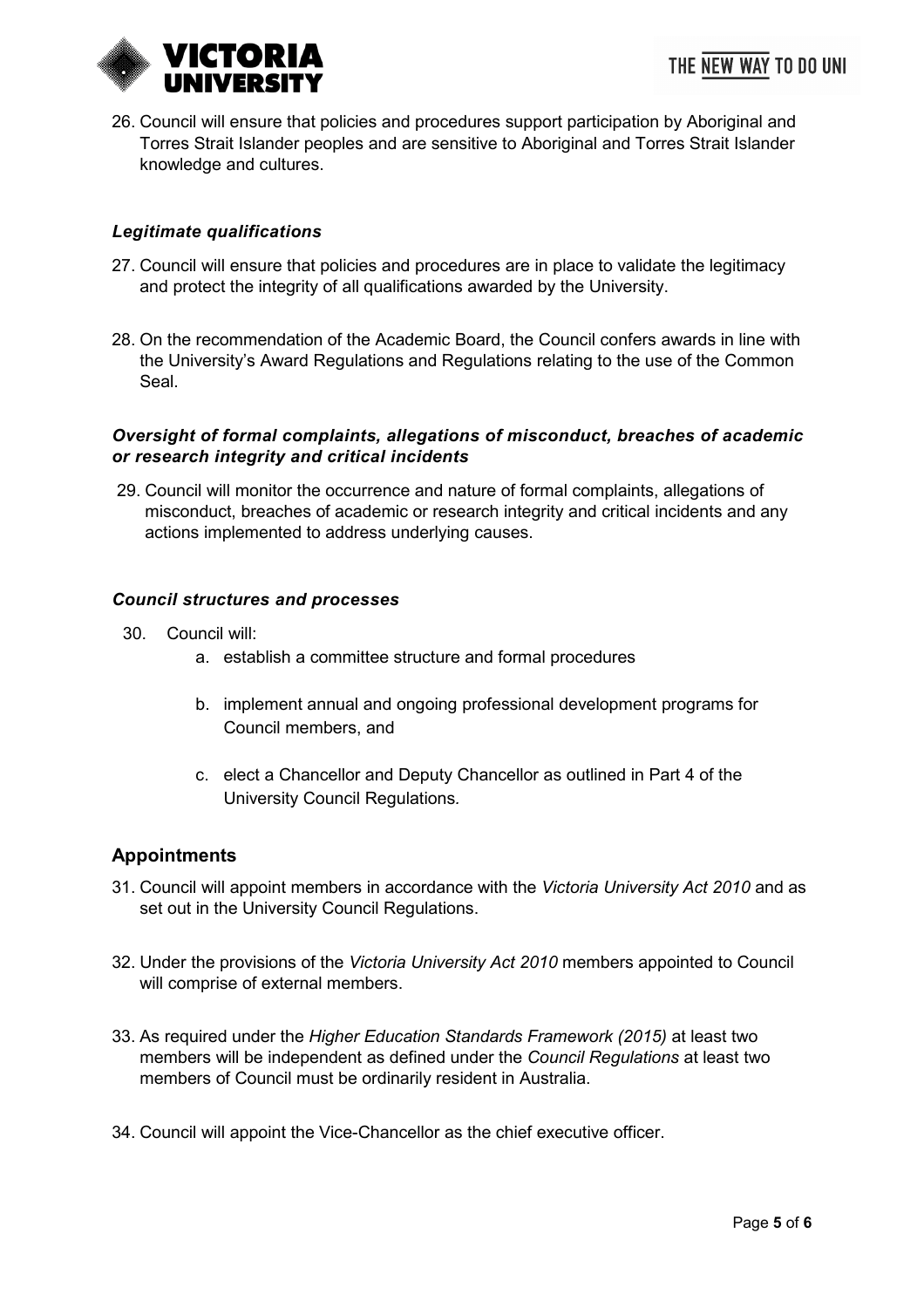26. Council will ensure that policies and procedures support participation by Aboriginal and Torres Strait Islander peoples and are sensitive to Aboriginal and Torres Strait Islander knowledge and cultures.

### *Legitimate qualifications*

27. Council will ensure that policies and procedures are in place to validate the legitimacy and protect the integrity of all qualifications awarded by the University.

28. On the recommendation of the Academic Board, the Council confers awards in line with the University's Award Regulations and Regulations relating to the use of the Common Seal.

### *Oversight of formal complaints, allegations of misconduct, breaches of academic or research integrity and critical incidents*

29. Council will monitor the occurrence and nature of formal complaints, allegations of misconduct, breaches of academic or research integrity and critical incidents and any actions implemented to address underlying causes.

### *Council structures and processes*

30. Council will:
    a. establish a committee structure and formal procedures
    b. implement annual and ongoing professional development programs for Council members, and
    c. elect a Chancellor and Deputy Chancellor as outlined in Part 4 of the University Council Regulations*.*

## Appointments

31. Council will appoint members in accordance with the *Victoria University Act 2010* and as set out in the University Council Regulations.

32. Under the provisions of the *Victoria University Act 2010* members appointed to Council will comprise of external members.

33. As required under the *Higher Education Standards Framework (2015)* at least two members will be independent as defined under the *Council Regulations* at least two members of Council must be ordinarily resident in Australia.

34. Council will appoint the Vice-Chancellor as the chief executive officer.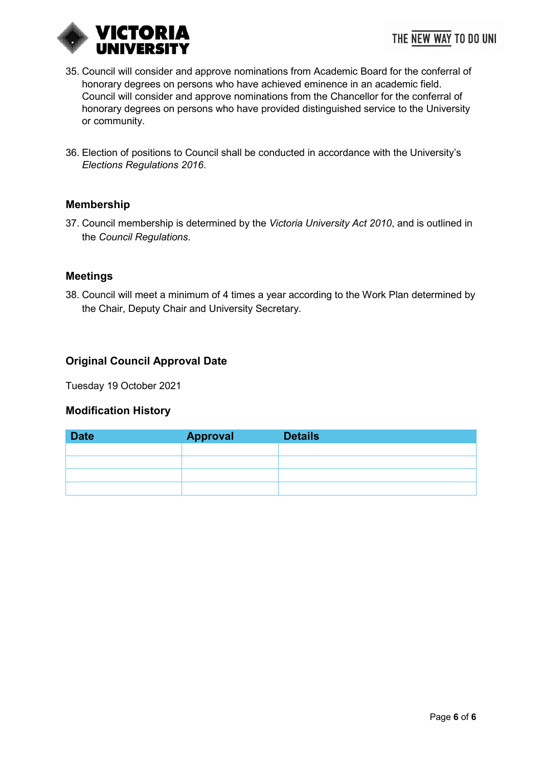35. Council will consider and approve nominations from Academic Board for the conferral of honorary degrees on persons who have achieved eminence in an academic field. Council will consider and approve nominations from the Chancellor for the conferral of honorary degrees on persons who have provided distinguished service to the University or community.

36. Election of positions to Council shall be conducted in accordance with the University's *Elections Regulations 2016*.

### Membership

37. Council membership is determined by the *Victoria University Act 2010*, and is outlined in the *Council Regulations*.

### Meetings

38. Council will meet a minimum of 4 times a year according to the Work Plan determined by the Chair, Deputy Chair and University Secretary.

### Original Council Approval Date

Tuesday 19 October 2021

### Modification History

| Date | Approval | Details |
|---|---|---|
| | | |
| | | |
| | | |
| | | |